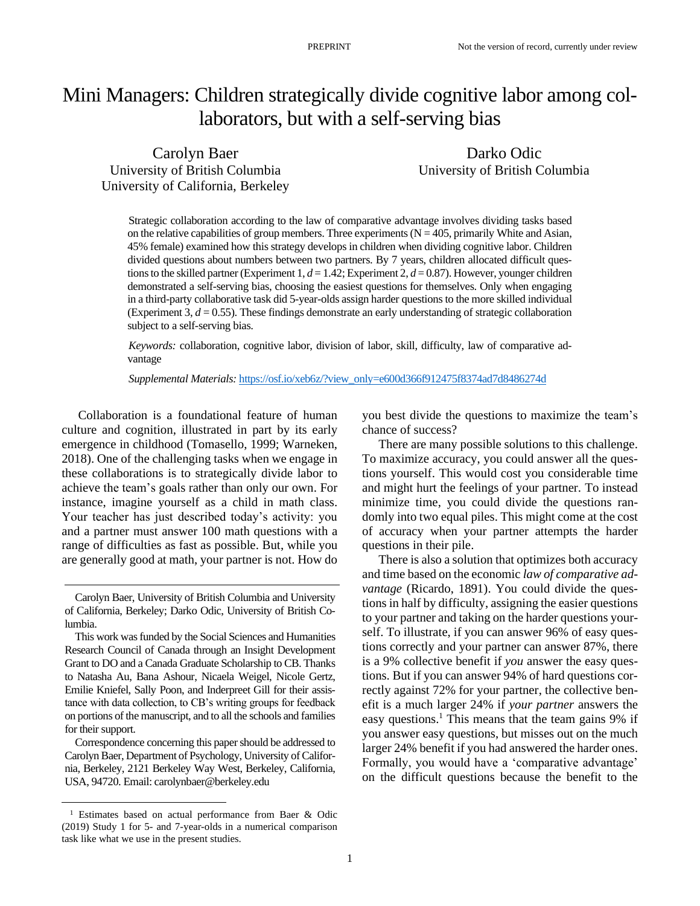# Mini Managers: Children strategically divide cognitive labor among collaborators, but with a self-serving bias

Carolyn Baer
University of British Columbia
University of California, Berkeley

Darko Odic
University of British Columbia

Strategic collaboration according to the law of comparative advantage involves dividing tasks based on the relative capabilities of group members. Three experiments (N = 405, primarily White and Asian, 45% female) examined how this strategy develops in children when dividing cognitive labor. Children divided questions about numbers between two partners. By 7 years, children allocated difficult questions to the skilled partner (Experiment 1, $d = 1.42$; Experiment 2, $d = 0.87$). However, younger children demonstrated a self-serving bias, choosing the easiest questions for themselves. Only when engaging in a third-party collaborative task did 5-year-olds assign harder questions to the more skilled individual (Experiment 3, $d = 0.55$). These findings demonstrate an early understanding of strategic collaboration subject to a self-serving bias.

*Keywords:* collaboration, cognitive labor, division of labor, skill, difficulty, law of comparative advantage

*Supplemental Materials:* https://osf.io/xeb6z/?view_only=e600d366f912475f8374ad7d8486274d

Collaboration is a foundational feature of human culture and cognition, illustrated in part by its early emergence in childhood (Tomasello, 1999; Warneken, 2018). One of the challenging tasks when we engage in these collaborations is to strategically divide labor to achieve the team's goals rather than only our own. For instance, imagine yourself as a child in math class. Your teacher has just described today's activity: you and a partner must answer 100 math questions with a range of difficulties as fast as possible. But, while you are generally good at math, your partner is not. How do you best divide the questions to maximize the team's chance of success?

There are many possible solutions to this challenge. To maximize accuracy, you could answer all the questions yourself. This would cost you considerable time and might hurt the feelings of your partner. To instead minimize time, you could divide the questions randomly into two equal piles. This might come at the cost of accuracy when your partner attempts the harder questions in their pile.

There is also a solution that optimizes both accuracy and time based on the economic *law of comparative advantage* (Ricardo, 1891). You could divide the questions in half by difficulty, assigning the easier questions to your partner and taking on the harder questions yourself. To illustrate, if you can answer 96% of easy questions correctly and your partner can answer 87%, there is a 9% collective benefit if *you* answer the easy questions. But if you can answer 94% of hard questions correctly against 72% for your partner, the collective benefit is a much larger 24% if *your partner* answers the easy questions.[1] This means that the team gains 9% if you answer easy questions, but misses out on the much larger 24% benefit if you had answered the harder ones. Formally, you would have a 'comparative advantage' on the difficult questions because the benefit to the

Carolyn Baer, University of British Columbia and University of California, Berkeley; Darko Odic, University of British Columbia.

This work was funded by the Social Sciences and Humanities Research Council of Canada through an Insight Development Grant to DO and a Canada Graduate Scholarship to CB. Thanks to Natasha Au, Bana Ashour, Nicaela Weigel, Nicole Gertz, Emilie Kniefel, Sally Poon, and Inderpreet Gill for their assistance with data collection, to CB's writing groups for feedback on portions of the manuscript, and to all the schools and families for their support.

Correspondence concerning this paper should be addressed to Carolyn Baer, Department of Psychology, University of California, Berkeley, 2121 Berkeley Way West, Berkeley, California, USA, 94720. Email: carolynbaer@berkeley.edu

[1] Estimates based on actual performance from Baer & Odic (2019) Study 1 for 5- and 7-year-olds in a numerical comparison task like what we use in the present studies.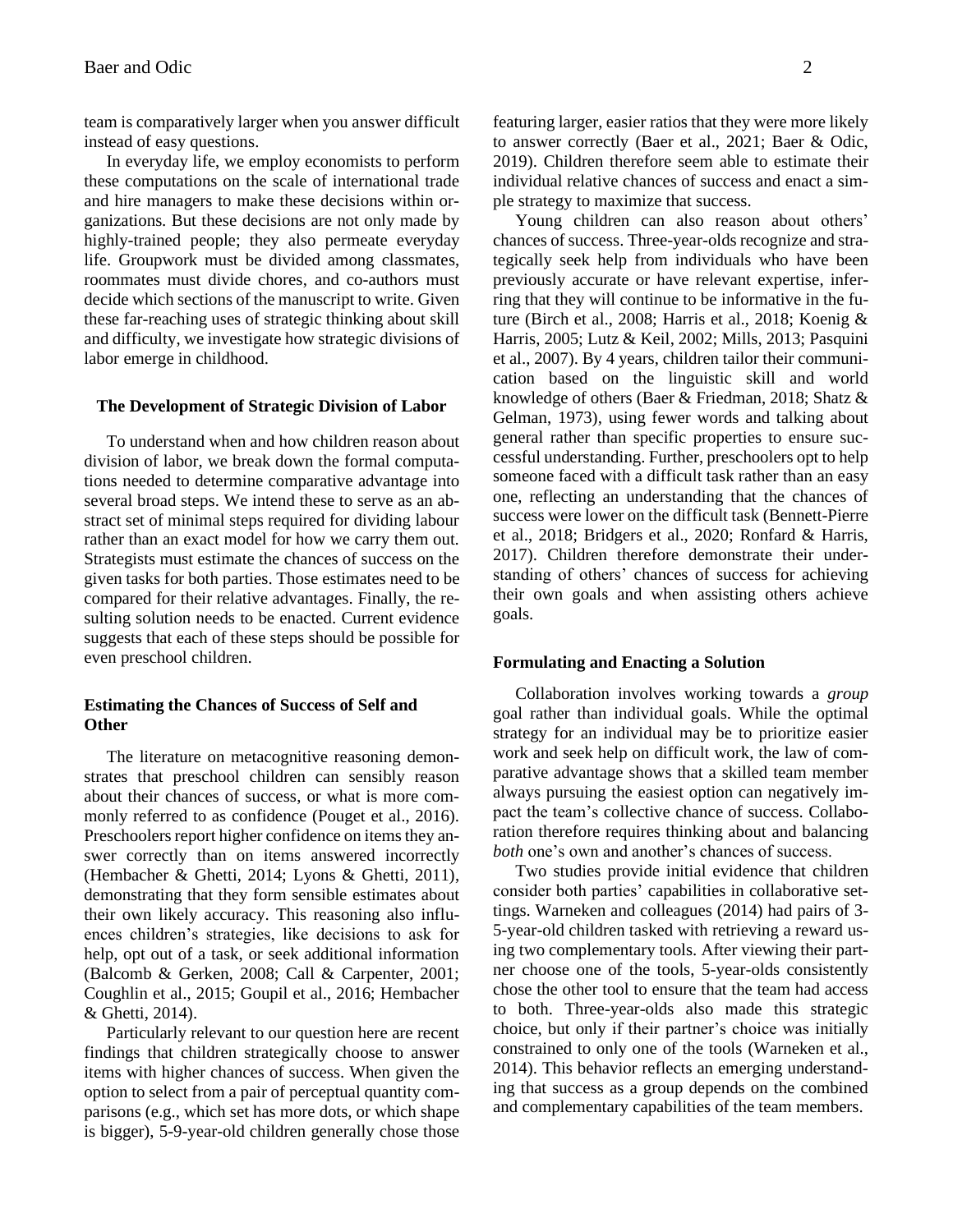team is comparatively larger when you answer difficult instead of easy questions.

In everyday life, we employ economists to perform these computations on the scale of international trade and hire managers to make these decisions within organizations. But these decisions are not only made by highly-trained people; they also permeate everyday life. Groupwork must be divided among classmates, roommates must divide chores, and co-authors must decide which sections of the manuscript to write. Given these far-reaching uses of strategic thinking about skill and difficulty, we investigate how strategic divisions of labor emerge in childhood.

## The Development of Strategic Division of Labor

To understand when and how children reason about division of labor, we break down the formal computations needed to determine comparative advantage into several broad steps. We intend these to serve as an abstract set of minimal steps required for dividing labour rather than an exact model for how we carry them out. Strategists must estimate the chances of success on the given tasks for both parties. Those estimates need to be compared for their relative advantages. Finally, the resulting solution needs to be enacted. Current evidence suggests that each of these steps should be possible for even preschool children.

### Estimating the Chances of Success of Self and Other

The literature on metacognitive reasoning demonstrates that preschool children can sensibly reason about their chances of success, or what is more commonly referred to as confidence (Pouget et al., 2016). Preschoolers report higher confidence on items they answer correctly than on items answered incorrectly (Hembacher & Ghetti, 2014; Lyons & Ghetti, 2011), demonstrating that they form sensible estimates about their own likely accuracy. This reasoning also influences children's strategies, like decisions to ask for help, opt out of a task, or seek additional information (Balcomb & Gerken, 2008; Call & Carpenter, 2001; Coughlin et al., 2015; Goupil et al., 2016; Hembacher & Ghetti, 2014).

Particularly relevant to our question here are recent findings that children strategically choose to answer items with higher chances of success. When given the option to select from a pair of perceptual quantity comparisons (e.g., which set has more dots, or which shape is bigger), 5-9-year-old children generally chose those featuring larger, easier ratios that they were more likely to answer correctly (Baer et al., 2021; Baer & Odic, 2019). Children therefore seem able to estimate their individual relative chances of success and enact a simple strategy to maximize that success.

Young children can also reason about others' chances of success. Three-year-olds recognize and strategically seek help from individuals who have been previously accurate or have relevant expertise, inferring that they will continue to be informative in the future (Birch et al., 2008; Harris et al., 2018; Koenig & Harris, 2005; Lutz & Keil, 2002; Mills, 2013; Pasquini et al., 2007). By 4 years, children tailor their communication based on the linguistic skill and world knowledge of others (Baer & Friedman, 2018; Shatz & Gelman, 1973), using fewer words and talking about general rather than specific properties to ensure successful understanding. Further, preschoolers opt to help someone faced with a difficult task rather than an easy one, reflecting an understanding that the chances of success were lower on the difficult task (Bennett-Pierre et al., 2018; Bridgers et al., 2020; Ronfard & Harris, 2017). Children therefore demonstrate their understanding of others' chances of success for achieving their own goals and when assisting others achieve goals.

### Formulating and Enacting a Solution

Collaboration involves working towards a *group* goal rather than individual goals. While the optimal strategy for an individual may be to prioritize easier work and seek help on difficult work, the law of comparative advantage shows that a skilled team member always pursuing the easiest option can negatively impact the team's collective chance of success. Collaboration therefore requires thinking about and balancing *both* one's own and another's chances of success.

Two studies provide initial evidence that children consider both parties' capabilities in collaborative settings. Warneken and colleagues (2014) had pairs of 3-5-year-old children tasked with retrieving a reward using two complementary tools. After viewing their partner choose one of the tools, 5-year-olds consistently chose the other tool to ensure that the team had access to both. Three-year-olds also made this strategic choice, but only if their partner's choice was initially constrained to only one of the tools (Warneken et al., 2014). This behavior reflects an emerging understanding that success as a group depends on the combined and complementary capabilities of the team members.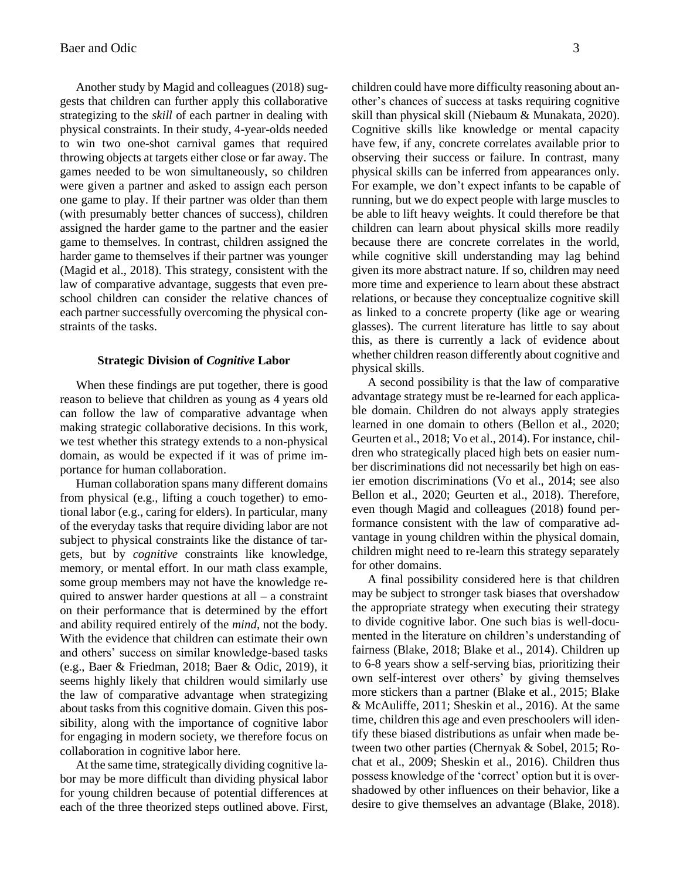Another study by Magid and colleagues (2018) suggests that children can further apply this collaborative strategizing to the *skill* of each partner in dealing with physical constraints. In their study, 4-year-olds needed to win two one-shot carnival games that required throwing objects at targets either close or far away. The games needed to be won simultaneously, so children were given a partner and asked to assign each person one game to play. If their partner was older than them (with presumably better chances of success), children assigned the harder game to the partner and the easier game to themselves. In contrast, children assigned the harder game to themselves if their partner was younger (Magid et al., 2018). This strategy, consistent with the law of comparative advantage, suggests that even preschool children can consider the relative chances of each partner successfully overcoming the physical constraints of the tasks.

### Strategic Division of *Cognitive* Labor

When these findings are put together, there is good reason to believe that children as young as 4 years old can follow the law of comparative advantage when making strategic collaborative decisions. In this work, we test whether this strategy extends to a non-physical domain, as would be expected if it was of prime importance for human collaboration.

Human collaboration spans many different domains from physical (e.g., lifting a couch together) to emotional labor (e.g., caring for elders). In particular, many of the everyday tasks that require dividing labor are not subject to physical constraints like the distance of targets, but by *cognitive* constraints like knowledge, memory, or mental effort. In our math class example, some group members may not have the knowledge required to answer harder questions at all – a constraint on their performance that is determined by the effort and ability required entirely of the *mind*, not the body. With the evidence that children can estimate their own and others' success on similar knowledge-based tasks (e.g., Baer & Friedman, 2018; Baer & Odic, 2019), it seems highly likely that children would similarly use the law of comparative advantage when strategizing about tasks from this cognitive domain. Given this possibility, along with the importance of cognitive labor for engaging in modern society, we therefore focus on collaboration in cognitive labor here.

At the same time, strategically dividing cognitive labor may be more difficult than dividing physical labor for young children because of potential differences at each of the three theorized steps outlined above. First, children could have more difficulty reasoning about another's chances of success at tasks requiring cognitive skill than physical skill (Niebaum & Munakata, 2020). Cognitive skills like knowledge or mental capacity have few, if any, concrete correlates available prior to observing their success or failure. In contrast, many physical skills can be inferred from appearances only. For example, we don't expect infants to be capable of running, but we do expect people with large muscles to be able to lift heavy weights. It could therefore be that children can learn about physical skills more readily because there are concrete correlates in the world, while cognitive skill understanding may lag behind given its more abstract nature. If so, children may need more time and experience to learn about these abstract relations, or because they conceptualize cognitive skill as linked to a concrete property (like age or wearing glasses). The current literature has little to say about this, as there is currently a lack of evidence about whether children reason differently about cognitive and physical skills.

A second possibility is that the law of comparative advantage strategy must be re-learned for each applicable domain. Children do not always apply strategies learned in one domain to others (Bellon et al., 2020; Geurten et al., 2018; Vo et al., 2014). For instance, children who strategically placed high bets on easier number discriminations did not necessarily bet high on easier emotion discriminations (Vo et al., 2014; see also Bellon et al., 2020; Geurten et al., 2018). Therefore, even though Magid and colleagues (2018) found performance consistent with the law of comparative advantage in young children within the physical domain, children might need to re-learn this strategy separately for other domains.

A final possibility considered here is that children may be subject to stronger task biases that overshadow the appropriate strategy when executing their strategy to divide cognitive labor. One such bias is well-documented in the literature on children's understanding of fairness (Blake, 2018; Blake et al., 2014). Children up to 6-8 years show a self-serving bias, prioritizing their own self-interest over others' by giving themselves more stickers than a partner (Blake et al., 2015; Blake & McAuliffe, 2011; Sheskin et al., 2016). At the same time, children this age and even preschoolers will identify these biased distributions as unfair when made between two other parties (Chernyak & Sobel, 2015; Rochat et al., 2009; Sheskin et al., 2016). Children thus possess knowledge of the 'correct' option but it is overshadowed by other influences on their behavior, like a desire to give themselves an advantage (Blake, 2018).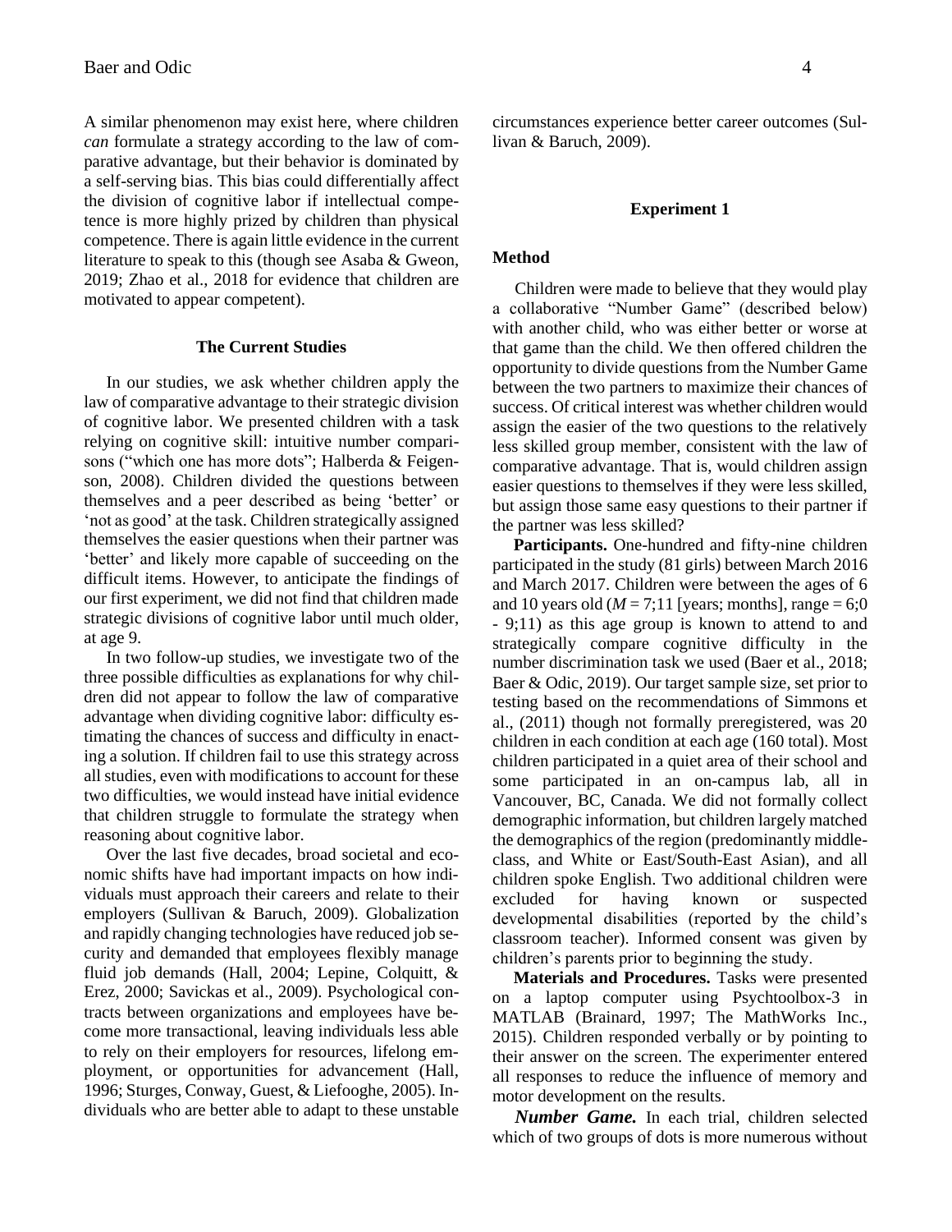A similar phenomenon may exist here, where children *can* formulate a strategy according to the law of comparative advantage, but their behavior is dominated by a self-serving bias. This bias could differentially affect the division of cognitive labor if intellectual competence is more highly prized by children than physical competence. There is again little evidence in the current literature to speak to this (though see Asaba & Gweon, 2019; Zhao et al., 2018 for evidence that children are motivated to appear competent).

## The Current Studies

In our studies, we ask whether children apply the law of comparative advantage to their strategic division of cognitive labor. We presented children with a task relying on cognitive skill: intuitive number comparisons ("which one has more dots"; Halberda & Feigenson, 2008). Children divided the questions between themselves and a peer described as being 'better' or 'not as good' at the task. Children strategically assigned themselves the easier questions when their partner was 'better' and likely more capable of succeeding on the difficult items. However, to anticipate the findings of our first experiment, we did not find that children made strategic divisions of cognitive labor until much older, at age 9.

In two follow-up studies, we investigate two of the three possible difficulties as explanations for why children did not appear to follow the law of comparative advantage when dividing cognitive labor: difficulty estimating the chances of success and difficulty in enacting a solution. If children fail to use this strategy across all studies, even with modifications to account for these two difficulties, we would instead have initial evidence that children struggle to formulate the strategy when reasoning about cognitive labor.

Over the last five decades, broad societal and economic shifts have had important impacts on how individuals must approach their careers and relate to their employers (Sullivan & Baruch, 2009). Globalization and rapidly changing technologies have reduced job security and demanded that employees flexibly manage fluid job demands (Hall, 2004; Lepine, Colquitt, & Erez, 2000; Savickas et al., 2009). Psychological contracts between organizations and employees have become more transactional, leaving individuals less able to rely on their employers for resources, lifelong employment, or opportunities for advancement (Hall, 1996; Sturges, Conway, Guest, & Liefooghe, 2005). Individuals who are better able to adapt to these unstable circumstances experience better career outcomes (Sullivan & Baruch, 2009).

## Experiment 1

### Method

Children were made to believe that they would play a collaborative "Number Game" (described below) with another child, who was either better or worse at that game than the child. We then offered children the opportunity to divide questions from the Number Game between the two partners to maximize their chances of success. Of critical interest was whether children would assign the easier of the two questions to the relatively less skilled group member, consistent with the law of comparative advantage. That is, would children assign easier questions to themselves if they were less skilled, but assign those same easy questions to their partner if the partner was less skilled?

**Participants.** One-hundred and fifty-nine children participated in the study (81 girls) between March 2016 and March 2017. Children were between the ages of 6 and 10 years old (*M* = 7;11 [years; months], range = 6;0 - 9;11) as this age group is known to attend to and strategically compare cognitive difficulty in the number discrimination task we used (Baer et al., 2018; Baer & Odic, 2019). Our target sample size, set prior to testing based on the recommendations of Simmons et al., (2011) though not formally preregistered, was 20 children in each condition at each age (160 total). Most children participated in a quiet area of their school and some participated in an on-campus lab, all in Vancouver, BC, Canada. We did not formally collect demographic information, but children largely matched the demographics of the region (predominantly middle-class, and White or East/South-East Asian), and all children spoke English. Two additional children were excluded for having known or suspected developmental disabilities (reported by the child's classroom teacher). Informed consent was given by children's parents prior to beginning the study.

**Materials and Procedures.** Tasks were presented on a laptop computer using Psychtoolbox-3 in MATLAB (Brainard, 1997; The MathWorks Inc., 2015). Children responded verbally or by pointing to their answer on the screen. The experimenter entered all responses to reduce the influence of memory and motor development on the results.

***Number Game.*** In each trial, children selected which of two groups of dots is more numerous without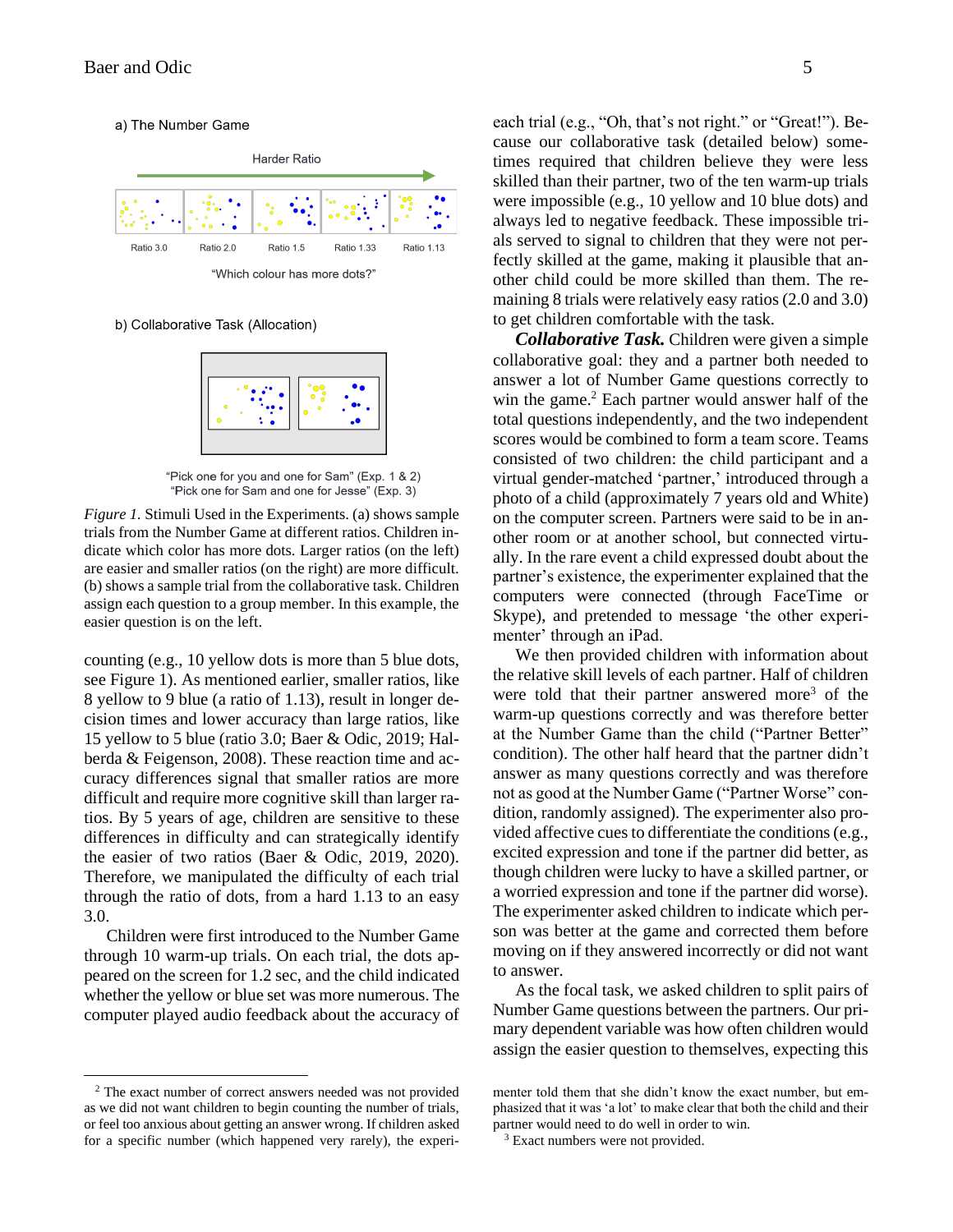a) The Number Game

Harder Ratio

Ratio 3.0 Ratio 2.0 Ratio 1.5 Ratio 1.33 Ratio 1.13

"Which colour has more dots?"

b) Collaborative Task (Allocation)

"Pick one for you and one for Sam" (Exp. 1 & 2)
"Pick one for Sam and one for Jesse" (Exp. 3)

*Figure 1.* Stimuli Used in the Experiments. (a) shows sample trials from the Number Game at different ratios. Children indicate which color has more dots. Larger ratios (on the left) are easier and smaller ratios (on the right) are more difficult. (b) shows a sample trial from the collaborative task. Children assign each question to a group member. In this example, the easier question is on the left.

counting (e.g., 10 yellow dots is more than 5 blue dots, see Figure 1). As mentioned earlier, smaller ratios, like 8 yellow to 9 blue (a ratio of 1.13), result in longer decision times and lower accuracy than large ratios, like 15 yellow to 5 blue (ratio 3.0; Baer & Odic, 2019; Halberda & Feigenson, 2008). These reaction time and accuracy differences signal that smaller ratios are more difficult and require more cognitive skill than larger ratios. By 5 years of age, children are sensitive to these differences in difficulty and can strategically identify the easier of two ratios (Baer & Odic, 2019, 2020). Therefore, we manipulated the difficulty of each trial through the ratio of dots, from a hard 1.13 to an easy 3.0.

Children were first introduced to the Number Game through 10 warm-up trials. On each trial, the dots appeared on the screen for 1.2 sec, and the child indicated whether the yellow or blue set was more numerous. The computer played audio feedback about the accuracy of each trial (e.g., "Oh, that's not right." or "Great!"). Because our collaborative task (detailed below) sometimes required that children believe they were less skilled than their partner, two of the ten warm-up trials were impossible (e.g., 10 yellow and 10 blue dots) and always led to negative feedback. These impossible trials served to signal to children that they were not perfectly skilled at the game, making it plausible that another child could be more skilled than them. The remaining 8 trials were relatively easy ratios (2.0 and 3.0) to get children comfortable with the task.

***Collaborative Task.*** Children were given a simple collaborative goal: they and a partner both needed to answer a lot of Number Game questions correctly to win the game.[2] Each partner would answer half of the total questions independently, and the two independent scores would be combined to form a team score. Teams consisted of two children: the child participant and a virtual gender-matched 'partner,' introduced through a photo of a child (approximately 7 years old and White) on the computer screen. Partners were said to be in another room or at another school, but connected virtually. In the rare event a child expressed doubt about the partner's existence, the experimenter explained that the computers were connected (through FaceTime or Skype), and pretended to message 'the other experimenter' through an iPad.

We then provided children with information about the relative skill levels of each partner. Half of children were told that their partner answered more[3] of the warm-up questions correctly and was therefore better at the Number Game than the child ("Partner Better" condition). The other half heard that the partner didn't answer as many questions correctly and was therefore not as good at the Number Game ("Partner Worse" condition, randomly assigned). The experimenter also provided affective cues to differentiate the conditions (e.g., excited expression and tone if the partner did better, as though children were lucky to have a skilled partner, or a worried expression and tone if the partner did worse). The experimenter asked children to indicate which person was better at the game and corrected them before moving on if they answered incorrectly or did not want to answer.

As the focal task, we asked children to split pairs of Number Game questions between the partners. Our primary dependent variable was how often children would assign the easier question to themselves, expecting this

[2] The exact number of correct answers needed was not provided as we did not want children to begin counting the number of trials, or feel too anxious about getting an answer wrong. If children asked for a specific number (which happened very rarely), the experimenter told them that she didn't know the exact number, but emphasized that it was 'a lot' to make clear that both the child and their partner would need to do well in order to win.

[3] Exact numbers were not provided.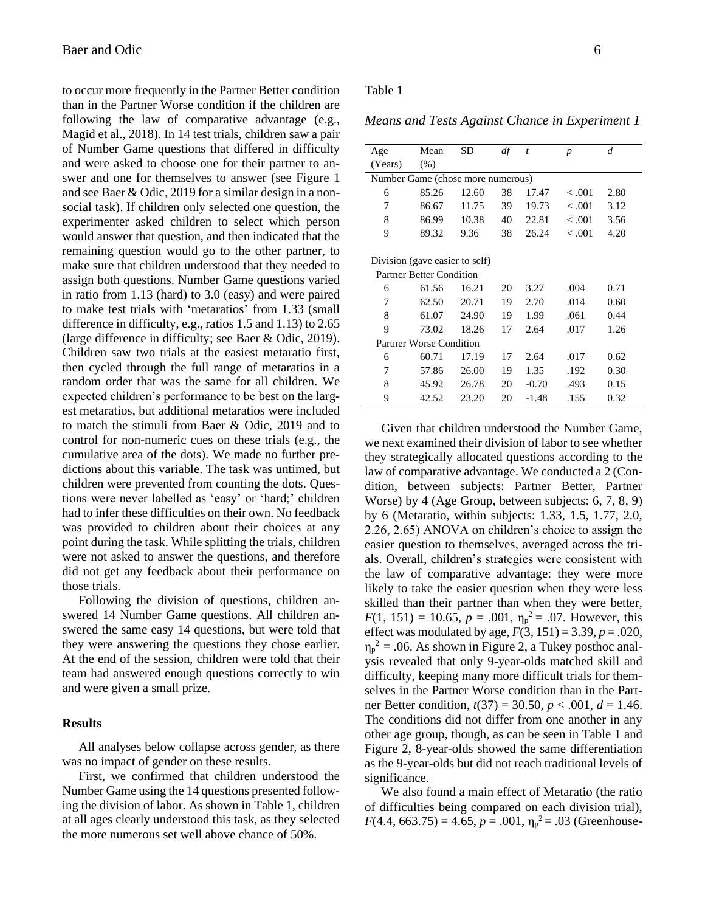to occur more frequently in the Partner Better condition than in the Partner Worse condition if the children are following the law of comparative advantage (e.g., Magid et al., 2018). In 14 test trials, children saw a pair of Number Game questions that differed in difficulty and were asked to choose one for their partner to answer and one for themselves to answer (see Figure 1 and see Baer & Odic, 2019 for a similar design in a non-social task). If children only selected one question, the experimenter asked children to select which person would answer that question, and then indicated that the remaining question would go to the other partner, to make sure that children understood that they needed to assign both questions. Number Game questions varied in ratio from 1.13 (hard) to 3.0 (easy) and were paired to make test trials with 'metaratios' from 1.33 (small difference in difficulty, e.g., ratios 1.5 and 1.13) to 2.65 (large difference in difficulty; see Baer & Odic, 2019). Children saw two trials at the easiest metaratio first, then cycled through the full range of metaratios in a random order that was the same for all children. We expected children's performance to be best on the largest metaratios, but additional metaratios were included to match the stimuli from Baer & Odic, 2019 and to control for non-numeric cues on these trials (e.g., the cumulative area of the dots). We made no further predictions about this variable. The task was untimed, but children were prevented from counting the dots. Questions were never labelled as 'easy' or 'hard;' children had to infer these difficulties on their own. No feedback was provided to children about their choices at any point during the task. While splitting the trials, children were not asked to answer the questions, and therefore did not get any feedback about their performance on those trials.

Following the division of questions, children answered 14 Number Game questions. All children answered the same easy 14 questions, but were told that they were answering the questions they chose earlier. At the end of the session, children were told that their team had answered enough questions correctly to win and were given a small prize.

## Results

All analyses below collapse across gender, as there was no impact of gender on these results.

First, we confirmed that children understood the Number Game using the 14 questions presented following the division of labor. As shown in Table 1, children at all ages clearly understood this task, as they selected the more numerous set well above chance of 50%.

Table 1

*Means and Tests Against Chance in Experiment 1*

| Age (Years) | Mean (%) | SD | *df* | *t* | *p* | *d* |
|---|---|---|---|---|---|---|
| Number Game (chose more numerous) | | | | | | |
| 6 | 85.26 | 12.60 | 38 | 17.47 | < .001 | 2.80 |
| 7 | 86.67 | 11.75 | 39 | 19.73 | < .001 | 3.12 |
| 8 | 86.99 | 10.38 | 40 | 22.81 | < .001 | 3.56 |
| 9 | 89.32 | 9.36 | 38 | 26.24 | < .001 | 4.20 |
| Division (gave easier to self) | | | | | | |
| Partner Better Condition | | | | | | |
| 6 | 61.56 | 16.21 | 20 | 3.27 | .004 | 0.71 |
| 7 | 62.50 | 20.71 | 19 | 2.70 | .014 | 0.60 |
| 8 | 61.07 | 24.90 | 19 | 1.99 | .061 | 0.44 |
| 9 | 73.02 | 18.26 | 17 | 2.64 | .017 | 1.26 |
| Partner Worse Condition | | | | | | |
| 6 | 60.71 | 17.19 | 17 | 2.64 | .017 | 0.62 |
| 7 | 57.86 | 26.00 | 19 | 1.35 | .192 | 0.30 |
| 8 | 45.92 | 26.78 | 20 | -0.70 | .493 | 0.15 |
| 9 | 42.52 | 23.20 | 20 | -1.48 | .155 | 0.32 |

Given that children understood the Number Game, we next examined their division of labor to see whether they strategically allocated questions according to the law of comparative advantage. We conducted a 2 (Condition, between subjects: Partner Better, Partner Worse) by 4 (Age Group, between subjects: 6, 7, 8, 9) by 6 (Metaratio, within subjects: 1.33, 1.5, 1.77, 2.0, 2.26, 2.65) ANOVA on children's choice to assign the easier question to themselves, averaged across the trials. Overall, children's strategies were consistent with the law of comparative advantage: they were more likely to take the easier question when they were less skilled than their partner than when they were better, $F(1, 151) = 10.65$, $p = .001$, $\eta_p^2 = .07$. However, this effect was modulated by age, $F(3, 151) = 3.39$, $p = .020$, $\eta_p^2 = .06$. As shown in Figure 2, a Tukey posthoc analysis revealed that only 9-year-olds matched skill and difficulty, keeping many more difficult trials for themselves in the Partner Worse condition than in the Partner Better condition, $t(37) = 30.50$, $p < .001$, $d = 1.46$. The conditions did not differ from one another in any other age group, though, as can be seen in Table 1 and Figure 2, 8-year-olds showed the same differentiation as the 9-year-olds but did not reach traditional levels of significance.

We also found a main effect of Metaratio (the ratio of difficulties being compared on each division trial), $F(4.4, 663.75) = 4.65$, $p = .001$, $\eta_p^2 = .03$ (Greenhouse-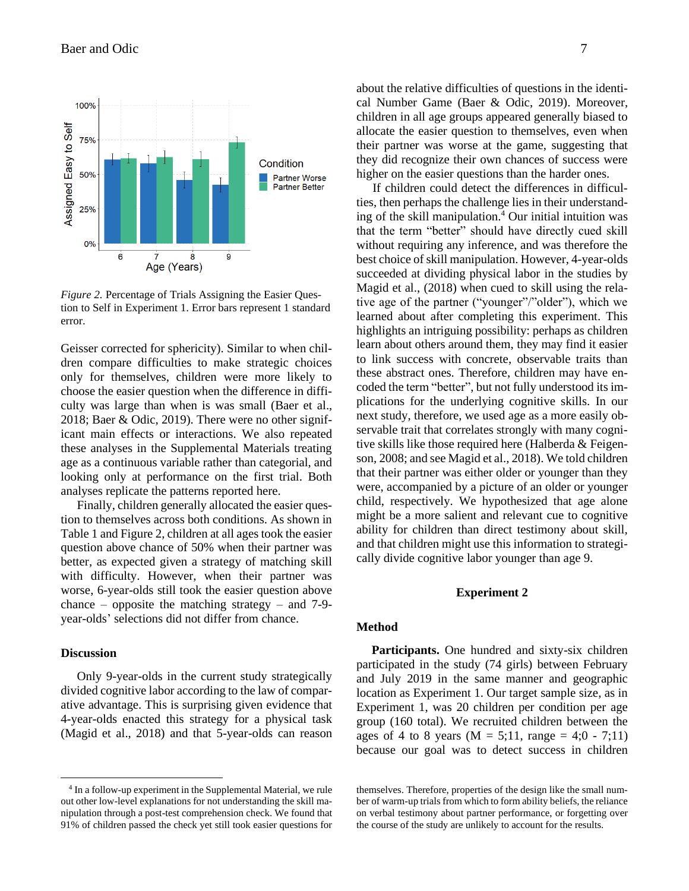*Figure 2.* Percentage of Trials Assigning the Easier Question to Self in Experiment 1. Error bars represent 1 standard error.

Geisser corrected for sphericity). Similar to when children compare difficulties to make strategic choices only for themselves, children were more likely to choose the easier question when the difference in difficulty was large than when is was small (Baer et al., 2018; Baer & Odic, 2019). There were no other significant main effects or interactions. We also repeated these analyses in the Supplemental Materials treating age as a continuous variable rather than categorial, and looking only at performance on the first trial. Both analyses replicate the patterns reported here.

Finally, children generally allocated the easier question to themselves across both conditions. As shown in Table 1 and Figure 2, children at all ages took the easier question above chance of 50% when their partner was better, as expected given a strategy of matching skill with difficulty. However, when their partner was worse, 6-year-olds still took the easier question above chance – opposite the matching strategy – and 7-9-year-olds' selections did not differ from chance.

## Discussion

Only 9-year-olds in the current study strategically divided cognitive labor according to the law of comparative advantage. This is surprising given evidence that 4-year-olds enacted this strategy for a physical task (Magid et al., 2018) and that 5-year-olds can reason about the relative difficulties of questions in the identical Number Game (Baer & Odic, 2019). Moreover, children in all age groups appeared generally biased to allocate the easier question to themselves, even when their partner was worse at the game, suggesting that they did recognize their own chances of success were higher on the easier questions than the harder ones.

If children could detect the differences in difficulties, then perhaps the challenge lies in their understanding of the skill manipulation.[4] Our initial intuition was that the term "better" should have directly cued skill without requiring any inference, and was therefore the best choice of skill manipulation. However, 4-year-olds succeeded at dividing physical labor in the studies by Magid et al., (2018) when cued to skill using the relative age of the partner ("younger"/"older"), which we learned about after completing this experiment. This highlights an intriguing possibility: perhaps as children learn about others around them, they may find it easier to link success with concrete, observable traits than these abstract ones. Therefore, children may have encoded the term "better", but not fully understood its implications for the underlying cognitive skills. In our next study, therefore, we used age as a more easily observable trait that correlates strongly with many cognitive skills like those required here (Halberda & Feigenson, 2008; and see Magid et al., 2018). We told children that their partner was either older or younger than they were, accompanied by a picture of an older or younger child, respectively. We hypothesized that age alone might be a more salient and relevant cue to cognitive ability for children than direct testimony about skill, and that children might use this information to strategically divide cognitive labor younger than age 9.

# Experiment 2

## Method

**Participants.** One hundred and sixty-six children participated in the study (74 girls) between February and July 2019 in the same manner and geographic location as Experiment 1. Our target sample size, as in Experiment 1, was 20 children per condition per age group (160 total). We recruited children between the ages of 4 to 8 years (M = 5;11, range = 4;0 - 7;11) because our goal was to detect success in children

[4] In a follow-up experiment in the Supplemental Material, we rule out other low-level explanations for not understanding the skill manipulation through a post-test comprehension check. We found that 91% of children passed the check yet still took easier questions for themselves. Therefore, properties of the design like the small number of warm-up trials from which to form ability beliefs, the reliance on verbal testimony about partner performance, or forgetting over the course of the study are unlikely to account for the results.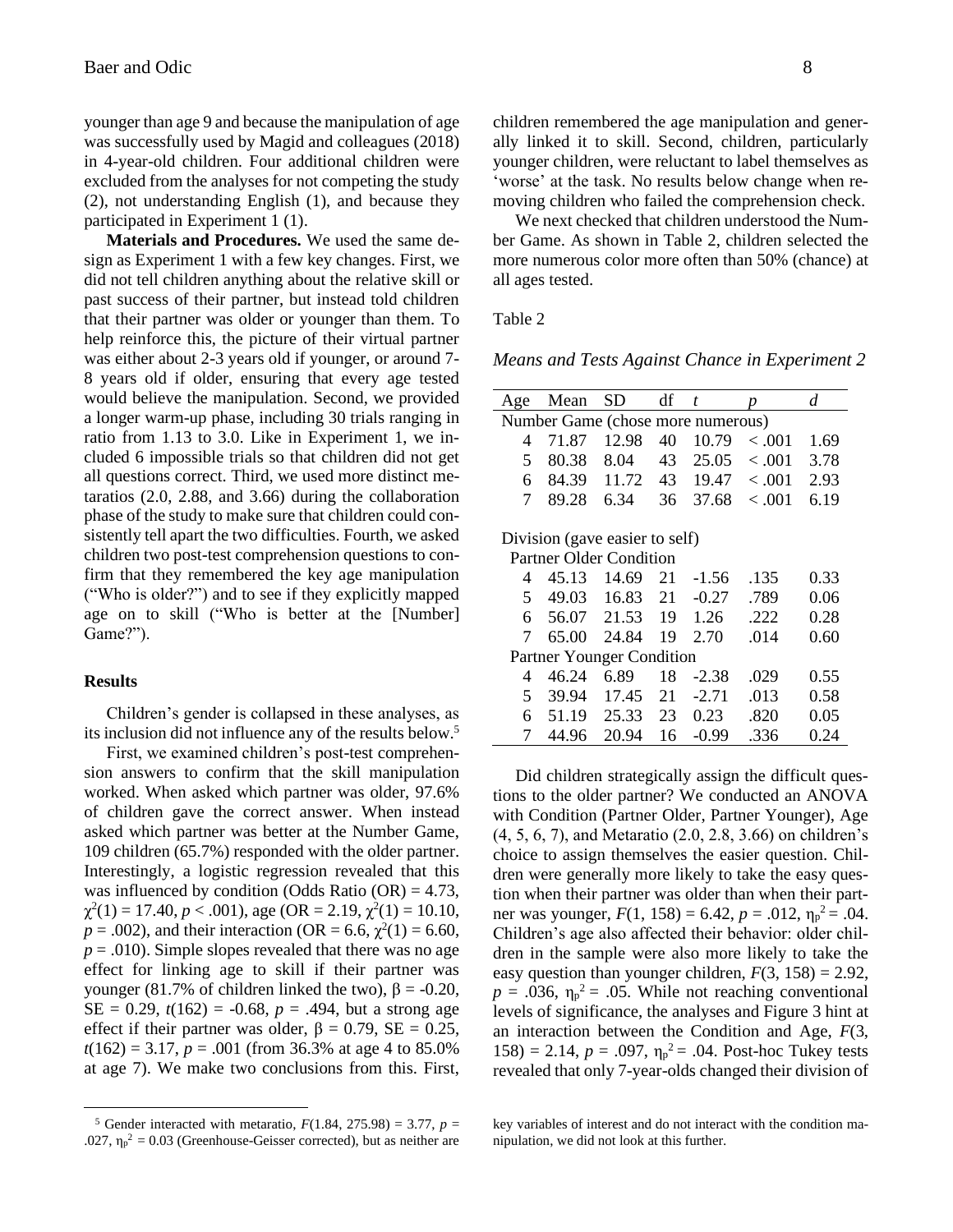younger than age 9 and because the manipulation of age was successfully used by Magid and colleagues (2018) in 4-year-old children. Four additional children were excluded from the analyses for not competing the study (2), not understanding English (1), and because they participated in Experiment 1 (1).

**Materials and Procedures.** We used the same design as Experiment 1 with a few key changes. First, we did not tell children anything about the relative skill or past success of their partner, but instead told children that their partner was older or younger than them. To help reinforce this, the picture of their virtual partner was either about 2-3 years old if younger, or around 7-8 years old if older, ensuring that every age tested would believe the manipulation. Second, we provided a longer warm-up phase, including 30 trials ranging in ratio from 1.13 to 3.0. Like in Experiment 1, we included 6 impossible trials so that children did not get all questions correct. Third, we used more distinct metaratios (2.0, 2.88, and 3.66) during the collaboration phase of the study to make sure that children could consistently tell apart the two difficulties. Fourth, we asked children two post-test comprehension questions to confirm that they remembered the key age manipulation ("Who is older?") and to see if they explicitly mapped age on to skill ("Who is better at the [Number] Game?").

### Results

Children's gender is collapsed in these analyses, as its inclusion did not influence any of the results below.[5]

First, we examined children's post-test comprehension answers to confirm that the skill manipulation worked. When asked which partner was older, 97.6% of children gave the correct answer. When instead asked which partner was better at the Number Game, 109 children (65.7%) responded with the older partner. Interestingly, a logistic regression revealed that this was influenced by condition (Odds Ratio (OR) = 4.73, $\chi^2(1) = 17.40$, $p < .001$), age (OR = 2.19, $\chi^2(1) = 10.10$, $p = .002$), and their interaction (OR = 6.6, $\chi^2(1) = 6.60$, $p = .010$). Simple slopes revealed that there was no age effect for linking age to skill if their partner was younger (81.7% of children linked the two), $\beta = -0.20$, SE = 0.29, $t(162) = -0.68$, $p = .494$, but a strong age effect if their partner was older, $\beta = 0.79$, SE = 0.25, $t(162) = 3.17$, $p = .001$ (from 36.3% at age 4 to 85.0% at age 7). We make two conclusions from this. First, children remembered the age manipulation and generally linked it to skill. Second, children, particularly younger children, were reluctant to label themselves as 'worse' at the task. No results below change when removing children who failed the comprehension check.

We next checked that children understood the Number Game. As shown in Table 2, children selected the more numerous color more often than 50% (chance) at all ages tested.

Table 2

*Means and Tests Against Chance in Experiment 2*

| Age | Mean | SD | df | *t* | *p* | *d* |
|---|---|---|---|---|---|---|
| Number Game (chose more numerous) | | | | | | |
| 4 | 71.87 | 12.98 | 40 | 10.79 | < .001 | 1.69 |
| 5 | 80.38 | 8.04 | 43 | 25.05 | < .001 | 3.78 |
| 6 | 84.39 | 11.72 | 43 | 19.47 | < .001 | 2.93 |
| 7 | 89.28 | 6.34 | 36 | 37.68 | < .001 | 6.19 |
| Division (gave easier to self) | | | | | | |
| Partner Older Condition | | | | | | |
| 4 | 45.13 | 14.69 | 21 | -1.56 | .135 | 0.33 |
| 5 | 49.03 | 16.83 | 21 | -0.27 | .789 | 0.06 |
| 6 | 56.07 | 21.53 | 19 | 1.26 | .222 | 0.28 |
| 7 | 65.00 | 24.84 | 19 | 2.70 | .014 | 0.60 |
| Partner Younger Condition | | | | | | |
| 4 | 46.24 | 6.89 | 18 | -2.38 | .029 | 0.55 |
| 5 | 39.94 | 17.45 | 21 | -2.71 | .013 | 0.58 |
| 6 | 51.19 | 25.33 | 23 | 0.23 | .820 | 0.05 |
| 7 | 44.96 | 20.94 | 16 | -0.99 | .336 | 0.24 |

Did children strategically assign the difficult questions to the older partner? We conducted an ANOVA with Condition (Partner Older, Partner Younger), Age (4, 5, 6, 7), and Metaratio (2.0, 2.8, 3.66) on children's choice to assign themselves the easier question. Children were generally more likely to take the easy question when their partner was older than when their partner was younger, $F(1, 158) = 6.42$, $p = .012$, $\eta_p^2 = .04$. Children's age also affected their behavior: older children in the sample were also more likely to take the easy question than younger children, $F(3, 158) = 2.92$, $p = .036$, $\eta_p^2 = .05$. While not reaching conventional levels of significance, the analyses and Figure 3 hint at an interaction between the Condition and Age, $F(3, 158) = 2.14$, $p = .097$, $\eta_p^2 = .04$. Post-hoc Tukey tests revealed that only 7-year-olds changed their division of

[5] Gender interacted with metaratio, $F(1.84, 275.98) = 3.77$, $p = .027$, $\eta_p^2 = 0.03$ (Greenhouse-Geisser corrected), but as neither are key variables of interest and do not interact with the condition manipulation, we did not look at this further.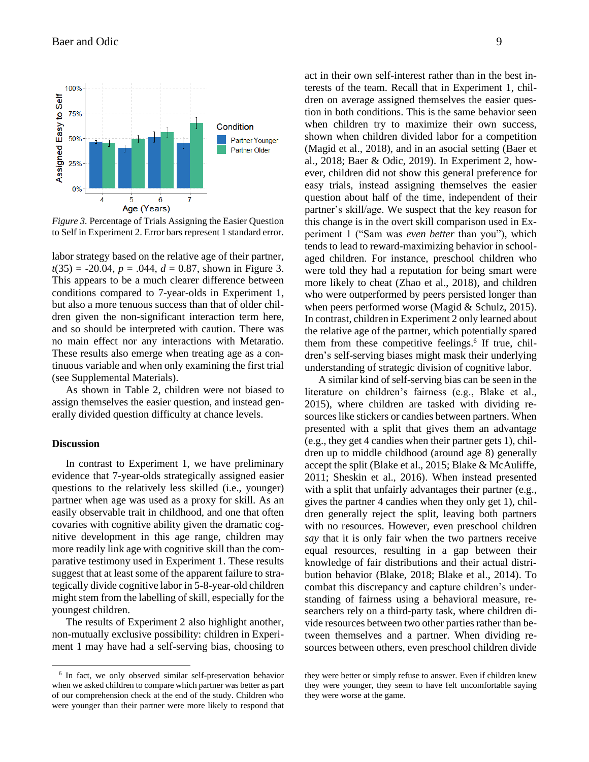*Figure 3.* Percentage of Trials Assigning the Easier Question to Self in Experiment 2. Error bars represent 1 standard error.

labor strategy based on the relative age of their partner, $t(35) = -20.04$, $p = .044$, $d = 0.87$, shown in Figure 3. This appears to be a much clearer difference between conditions compared to 7-year-olds in Experiment 1, but also a more tenuous success than that of older children given the non-significant interaction term here, and so should be interpreted with caution. There was no main effect nor any interactions with Metaratio. These results also emerge when treating age as a continuous variable and when only examining the first trial (see Supplemental Materials).

As shown in Table 2, children were not biased to assign themselves the easier question, and instead generally divided question difficulty at chance levels.

### Discussion

In contrast to Experiment 1, we have preliminary evidence that 7-year-olds strategically assigned easier questions to the relatively less skilled (i.e., younger) partner when age was used as a proxy for skill. As an easily observable trait in childhood, and one that often covaries with cognitive ability given the dramatic cognitive development in this age range, children may more readily link age with cognitive skill than the comparative testimony used in Experiment 1. These results suggest that at least some of the apparent failure to strategically divide cognitive labor in 5-8-year-old children might stem from the labelling of skill, especially for the youngest children.

The results of Experiment 2 also highlight another, non-mutually exclusive possibility: children in Experiment 1 may have had a self-serving bias, choosing to act in their own self-interest rather than in the best interests of the team. Recall that in Experiment 1, children on average assigned themselves the easier question in both conditions. This is the same behavior seen when children try to maximize their own success, shown when children divided labor for a competition (Magid et al., 2018), and in an asocial setting (Baer et al., 2018; Baer & Odic, 2019). In Experiment 2, however, children did not show this general preference for easy trials, instead assigning themselves the easier question about half of the time, independent of their partner's skill/age. We suspect that the key reason for this change is in the overt skill comparison used in Experiment 1 ("Sam was *even better* than you"), which tends to lead to reward-maximizing behavior in school-aged children. For instance, preschool children who were told they had a reputation for being smart were more likely to cheat (Zhao et al., 2018), and children who were outperformed by peers persisted longer than when peers performed worse (Magid & Schulz, 2015). In contrast, children in Experiment 2 only learned about the relative age of the partner, which potentially spared them from these competitive feelings.[6] If true, children's self-serving biases might mask their underlying understanding of strategic division of cognitive labor.

A similar kind of self-serving bias can be seen in the literature on children's fairness (e.g., Blake et al., 2015), where children are tasked with dividing resources like stickers or candies between partners. When presented with a split that gives them an advantage (e.g., they get 4 candies when their partner gets 1), children up to middle childhood (around age 8) generally accept the split (Blake et al., 2015; Blake & McAuliffe, 2011; Sheskin et al., 2016). When instead presented with a split that unfairly advantages their partner (e.g., gives the partner 4 candies when they only get 1), children generally reject the split, leaving both partners with no resources. However, even preschool children *say* that it is only fair when the two partners receive equal resources, resulting in a gap between their knowledge of fair distributions and their actual distribution behavior (Blake, 2018; Blake et al., 2014). To combat this discrepancy and capture children's understanding of fairness using a behavioral measure, researchers rely on a third-party task, where children divide resources between two other parties rather than between themselves and a partner. When dividing resources between others, even preschool children divide

[6] In fact, we only observed similar self-preservation behavior when we asked children to compare which partner was better as part of our comprehension check at the end of the study. Children who were younger than their partner were more likely to respond that they were better or simply refuse to answer. Even if children knew they were younger, they seem to have felt uncomfortable saying they were worse at the game.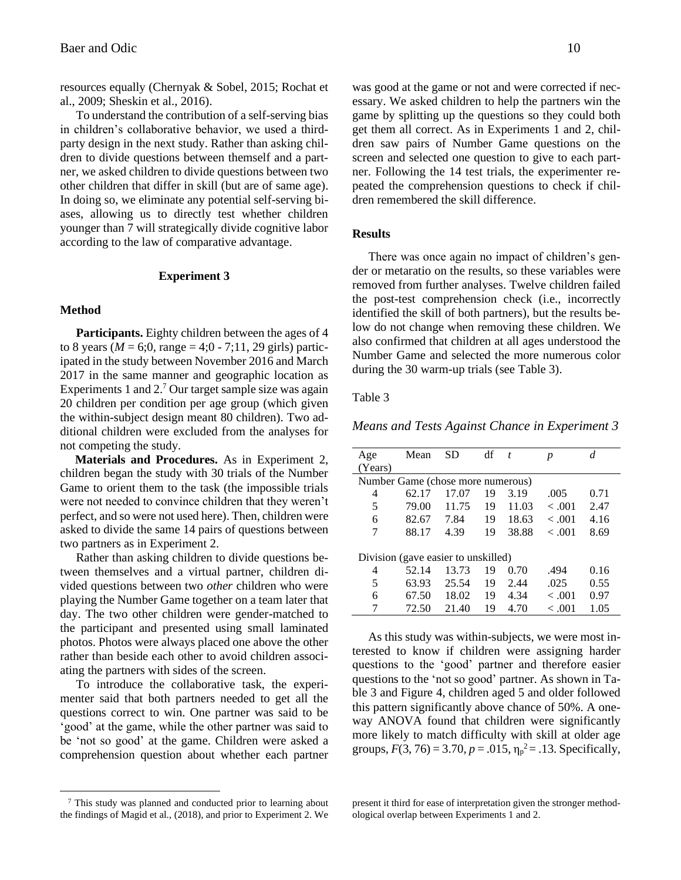resources equally (Chernyak & Sobel, 2015; Rochat et al., 2009; Sheskin et al., 2016).

To understand the contribution of a self-serving bias in children's collaborative behavior, we used a third-party design in the next study. Rather than asking children to divide questions between themself and a partner, we asked children to divide questions between two other children that differ in skill (but are of same age). In doing so, we eliminate any potential self-serving biases, allowing us to directly test whether children younger than 7 will strategically divide cognitive labor according to the law of comparative advantage.

## Experiment 3

### Method

**Participants.** Eighty children between the ages of 4 to 8 years (*M* = 6;0, range = 4;0 - 7;11, 29 girls) participated in the study between November 2016 and March 2017 in the same manner and geographic location as Experiments 1 and 2.[7] Our target sample size was again 20 children per condition per age group (which given the within-subject design meant 80 children). Two additional children were excluded from the analyses for not competing the study.

**Materials and Procedures.** As in Experiment 2, children began the study with 30 trials of the Number Game to orient them to the task (the impossible trials were not needed to convince children that they weren't perfect, and so were not used here). Then, children were asked to divide the same 14 pairs of questions between two partners as in Experiment 2.

Rather than asking children to divide questions between themselves and a virtual partner, children divided questions between two *other* children who were playing the Number Game together on a team later that day. The two other children were gender-matched to the participant and presented using small laminated photos. Photos were always placed one above the other rather than beside each other to avoid children associating the partners with sides of the screen.

To introduce the collaborative task, the experimenter said that both partners needed to get all the questions correct to win. One partner was said to be 'good' at the game, while the other partner was said to be 'not so good' at the game. Children were asked a comprehension question about whether each partner was good at the game or not and were corrected if necessary. We asked children to help the partners win the game by splitting up the questions so they could both get them all correct. As in Experiments 1 and 2, children saw pairs of Number Game questions on the screen and selected one question to give to each partner. Following the 14 test trials, the experimenter repeated the comprehension questions to check if children remembered the skill difference.

### Results

There was once again no impact of children's gender or metaratio on the results, so these variables were removed from further analyses. Twelve children failed the post-test comprehension check (i.e., incorrectly identified the skill of both partners), but the results below do not change when removing these children. We also confirmed that children at all ages understood the Number Game and selected the more numerous color during the 30 warm-up trials (see Table 3).

Table 3

*Means and Tests Against Chance in Experiment 3*

| Age (Years) | Mean | SD | df | *t* | *p* | *d* |
|---|---|---|---|---|---|---|
| Number Game (chose more numerous) | | | | | | |
| 4 | 62.17 | 17.07 | 19 | 3.19 | .005 | 0.71 |
| 5 | 79.00 | 11.75 | 19 | 11.03 | < .001 | 2.47 |
| 6 | 82.67 | 7.84 | 19 | 18.63 | < .001 | 4.16 |
| 7 | 88.17 | 4.39 | 19 | 38.88 | < .001 | 8.69 |
| Division (gave easier to unskilled) | | | | | | |
| 4 | 52.14 | 13.73 | 19 | 0.70 | .494 | 0.16 |
| 5 | 63.93 | 25.54 | 19 | 2.44 | .025 | 0.55 |
| 6 | 67.50 | 18.02 | 19 | 4.34 | < .001 | 0.97 |
| 7 | 72.50 | 21.40 | 19 | 4.70 | < .001 | 1.05 |

As this study was within-subjects, we were most interested to know if children were assigning harder questions to the 'good' partner and therefore easier questions to the 'not so good' partner. As shown in Table 3 and Figure 4, children aged 5 and older followed this pattern significantly above chance of 50%. A one-way ANOVA found that children were significantly more likely to match difficulty with skill at older age groups, $F(3, 76) = 3.70$, $p = .015$, $\eta_p^2 = .13$. Specifically,

[7] This study was planned and conducted prior to learning about the findings of Magid et al., (2018), and prior to Experiment 2. We present it third for ease of interpretation given the stronger methodological overlap between Experiments 1 and 2.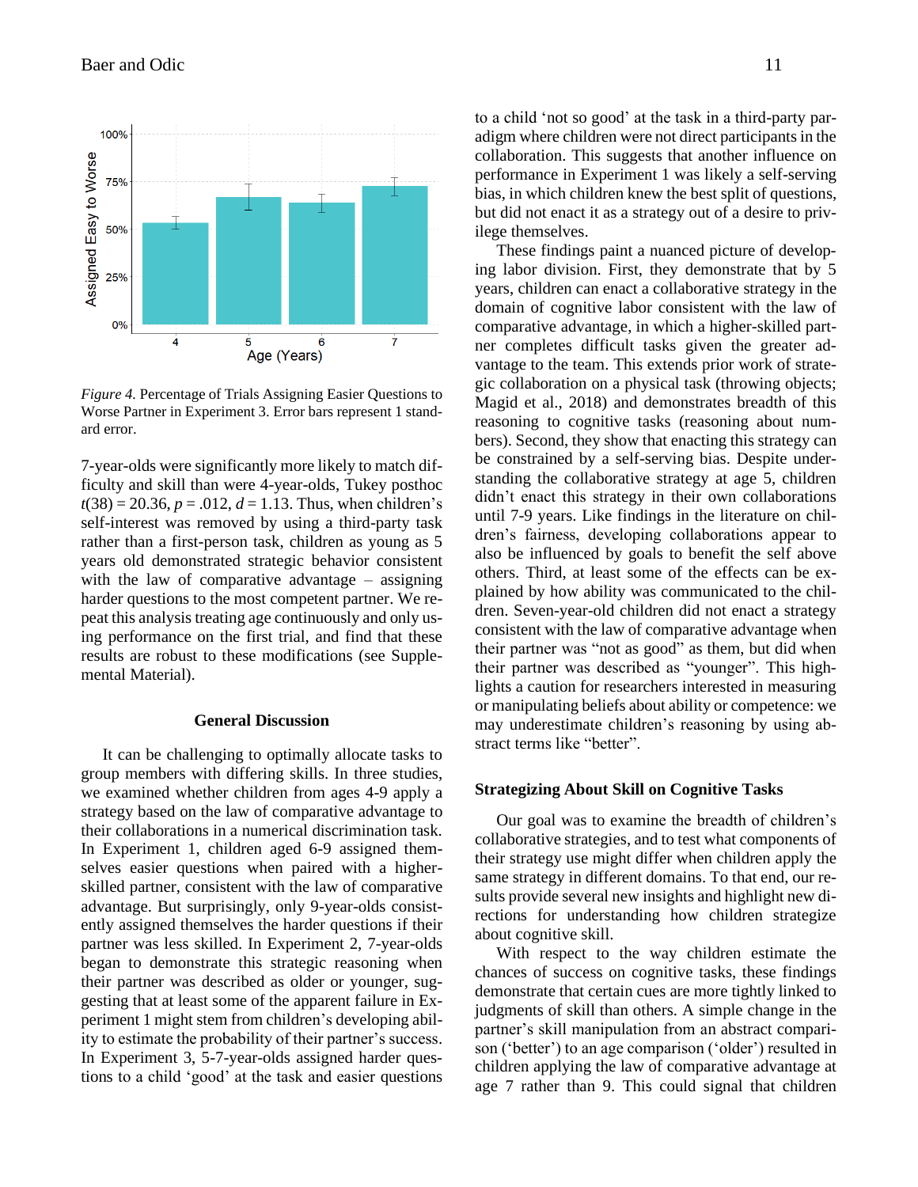*Figure 4.* Percentage of Trials Assigning Easier Questions to Worse Partner in Experiment 3. Error bars represent 1 standard error.

7-year-olds were significantly more likely to match difficulty and skill than were 4-year-olds, Tukey posthoc $t(38) = 20.36$, $p = .012$, $d = 1.13$. Thus, when children's self-interest was removed by using a third-party task rather than a first-person task, children as young as 5 years old demonstrated strategic behavior consistent with the law of comparative advantage – assigning harder questions to the most competent partner. We repeat this analysis treating age continuously and only using performance on the first trial, and find that these results are robust to these modifications (see Supplemental Material).

## General Discussion

It can be challenging to optimally allocate tasks to group members with differing skills. In three studies, we examined whether children from ages 4-9 apply a strategy based on the law of comparative advantage to their collaborations in a numerical discrimination task. In Experiment 1, children aged 6-9 assigned themselves easier questions when paired with a higher-skilled partner, consistent with the law of comparative advantage. But surprisingly, only 9-year-olds consistently assigned themselves the harder questions if their partner was less skilled. In Experiment 2, 7-year-olds began to demonstrate this strategic reasoning when their partner was described as older or younger, suggesting that at least some of the apparent failure in Experiment 1 might stem from children's developing ability to estimate the probability of their partner's success. In Experiment 3, 5-7-year-olds assigned harder questions to a child 'good' at the task and easier questions to a child 'not so good' at the task in a third-party paradigm where children were not direct participants in the collaboration. This suggests that another influence on performance in Experiment 1 was likely a self-serving bias, in which children knew the best split of questions, but did not enact it as a strategy out of a desire to privilege themselves.

These findings paint a nuanced picture of developing labor division. First, they demonstrate that by 5 years, children can enact a collaborative strategy in the domain of cognitive labor consistent with the law of comparative advantage, in which a higher-skilled partner completes difficult tasks given the greater advantage to the team. This extends prior work of strategic collaboration on a physical task (throwing objects; Magid et al., 2018) and demonstrates breadth of this reasoning to cognitive tasks (reasoning about numbers). Second, they show that enacting this strategy can be constrained by a self-serving bias. Despite understanding the collaborative strategy at age 5, children didn't enact this strategy in their own collaborations until 7-9 years. Like findings in the literature on children's fairness, developing collaborations appear to also be influenced by goals to benefit the self above others. Third, at least some of the effects can be explained by how ability was communicated to the children. Seven-year-old children did not enact a strategy consistent with the law of comparative advantage when their partner was "not as good" as them, but did when their partner was described as "younger". This highlights a caution for researchers interested in measuring or manipulating beliefs about ability or competence: we may underestimate children's reasoning by using abstract terms like "better".

### Strategizing About Skill on Cognitive Tasks

Our goal was to examine the breadth of children's collaborative strategies, and to test what components of their strategy use might differ when children apply the same strategy in different domains. To that end, our results provide several new insights and highlight new directions for understanding how children strategize about cognitive skill.

With respect to the way children estimate the chances of success on cognitive tasks, these findings demonstrate that certain cues are more tightly linked to judgments of skill than others. A simple change in the partner's skill manipulation from an abstract comparison ('better') to an age comparison ('older') resulted in children applying the law of comparative advantage at age 7 rather than 9. This could signal that children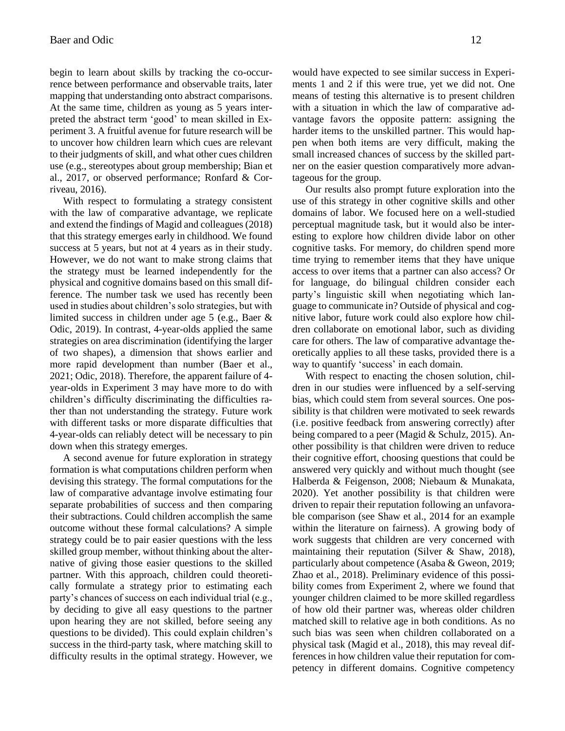begin to learn about skills by tracking the co-occurrence between performance and observable traits, later mapping that understanding onto abstract comparisons. At the same time, children as young as 5 years interpreted the abstract term 'good' to mean skilled in Experiment 3. A fruitful avenue for future research will be to uncover how children learn which cues are relevant to their judgments of skill, and what other cues children use (e.g., stereotypes about group membership; Bian et al., 2017, or observed performance; Ronfard & Corriveau, 2016).

With respect to formulating a strategy consistent with the law of comparative advantage, we replicate and extend the findings of Magid and colleagues (2018) that this strategy emerges early in childhood. We found success at 5 years, but not at 4 years as in their study. However, we do not want to make strong claims that the strategy must be learned independently for the physical and cognitive domains based on this small difference. The number task we used has recently been used in studies about children's solo strategies, but with limited success in children under age 5 (e.g., Baer & Odic, 2019). In contrast, 4-year-olds applied the same strategies on area discrimination (identifying the larger of two shapes), a dimension that shows earlier and more rapid development than number (Baer et al., 2021; Odic, 2018). Therefore, the apparent failure of 4-year-olds in Experiment 3 may have more to do with children's difficulty discriminating the difficulties rather than not understanding the strategy. Future work with different tasks or more disparate difficulties that 4-year-olds can reliably detect will be necessary to pin down when this strategy emerges.

A second avenue for future exploration in strategy formation is what computations children perform when devising this strategy. The formal computations for the law of comparative advantage involve estimating four separate probabilities of success and then comparing their subtractions. Could children accomplish the same outcome without these formal calculations? A simple strategy could be to pair easier questions with the less skilled group member, without thinking about the alternative of giving those easier questions to the skilled partner. With this approach, children could theoretically formulate a strategy prior to estimating each party's chances of success on each individual trial (e.g., by deciding to give all easy questions to the partner upon hearing they are not skilled, before seeing any questions to be divided). This could explain children's success in the third-party task, where matching skill to difficulty results in the optimal strategy. However, we would have expected to see similar success in Experiments 1 and 2 if this were true, yet we did not. One means of testing this alternative is to present children with a situation in which the law of comparative advantage favors the opposite pattern: assigning the harder items to the unskilled partner. This would happen when both items are very difficult, making the small increased chances of success by the skilled partner on the easier question comparatively more advantageous for the group.

Our results also prompt future exploration into the use of this strategy in other cognitive skills and other domains of labor. We focused here on a well-studied perceptual magnitude task, but it would also be interesting to explore how children divide labor on other cognitive tasks. For memory, do children spend more time trying to remember items that they have unique access to over items that a partner can also access? Or for language, do bilingual children consider each party's linguistic skill when negotiating which language to communicate in? Outside of physical and cognitive labor, future work could also explore how children collaborate on emotional labor, such as dividing care for others. The law of comparative advantage theoretically applies to all these tasks, provided there is a way to quantify 'success' in each domain.

With respect to enacting the chosen solution, children in our studies were influenced by a self-serving bias, which could stem from several sources. One possibility is that children were motivated to seek rewards (i.e. positive feedback from answering correctly) after being compared to a peer (Magid & Schulz, 2015). Another possibility is that children were driven to reduce their cognitive effort, choosing questions that could be answered very quickly and without much thought (see Halberda & Feigenson, 2008; Niebaum & Munakata, 2020). Yet another possibility is that children were driven to repair their reputation following an unfavorable comparison (see Shaw et al., 2014 for an example within the literature on fairness). A growing body of work suggests that children are very concerned with maintaining their reputation (Silver & Shaw, 2018), particularly about competence (Asaba & Gweon, 2019; Zhao et al., 2018). Preliminary evidence of this possibility comes from Experiment 2, where we found that younger children claimed to be more skilled regardless of how old their partner was, whereas older children matched skill to relative age in both conditions. As no such bias was seen when children collaborated on a physical task (Magid et al., 2018), this may reveal differences in how children value their reputation for competency in different domains. Cognitive competency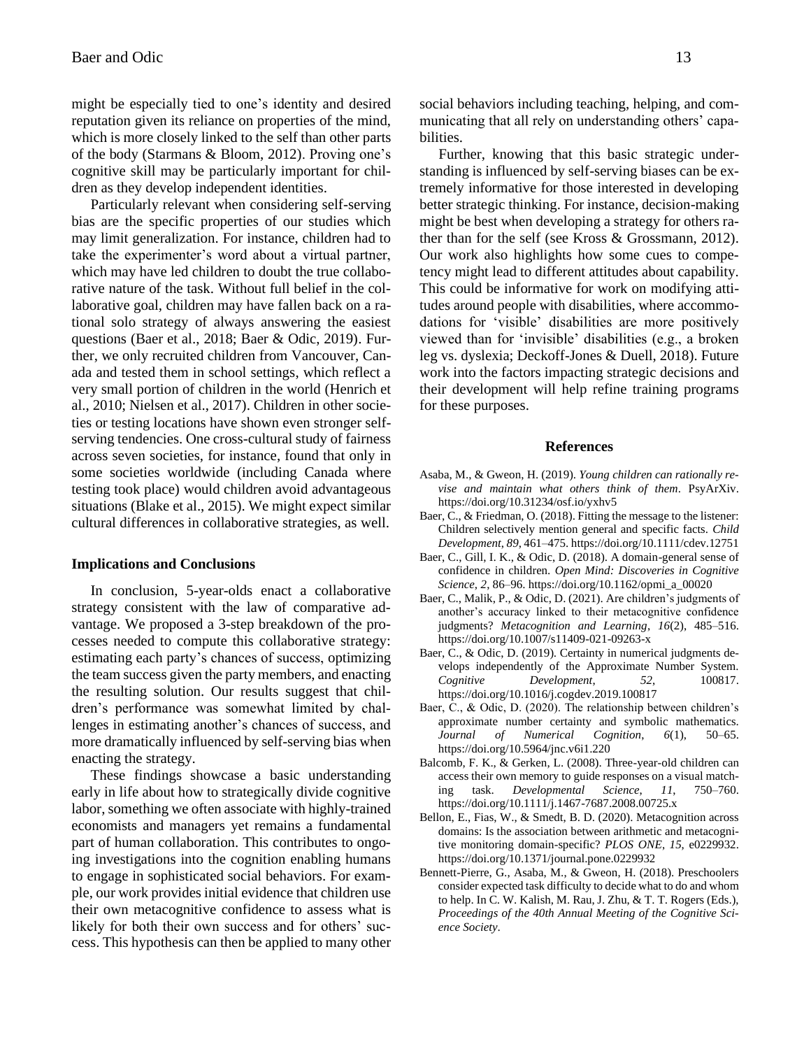might be especially tied to one's identity and desired reputation given its reliance on properties of the mind, which is more closely linked to the self than other parts of the body (Starmans & Bloom, 2012). Proving one's cognitive skill may be particularly important for children as they develop independent identities.

Particularly relevant when considering self-serving bias are the specific properties of our studies which may limit generalization. For instance, children had to take the experimenter's word about a virtual partner, which may have led children to doubt the true collaborative nature of the task. Without full belief in the collaborative goal, children may have fallen back on a rational solo strategy of always answering the easiest questions (Baer et al., 2018; Baer & Odic, 2019). Further, we only recruited children from Vancouver, Canada and tested them in school settings, which reflect a very small portion of children in the world (Henrich et al., 2010; Nielsen et al., 2017). Children in other societies or testing locations have shown even stronger self-serving tendencies. One cross-cultural study of fairness across seven societies, for instance, found that only in some societies worldwide (including Canada where testing took place) would children avoid advantageous situations (Blake et al., 2015). We might expect similar cultural differences in collaborative strategies, as well.

### Implications and Conclusions

In conclusion, 5-year-olds enact a collaborative strategy consistent with the law of comparative advantage. We proposed a 3-step breakdown of the processes needed to compute this collaborative strategy: estimating each party's chances of success, optimizing the team success given the party members, and enacting the resulting solution. Our results suggest that children's performance was somewhat limited by challenges in estimating another's chances of success, and more dramatically influenced by self-serving bias when enacting the strategy.

These findings showcase a basic understanding early in life about how to strategically divide cognitive labor, something we often associate with highly-trained economists and managers yet remains a fundamental part of human collaboration. This contributes to ongoing investigations into the cognition enabling humans to engage in sophisticated social behaviors. For example, our work provides initial evidence that children use their own metacognitive confidence to assess what is likely for both their own success and for others' success. This hypothesis can then be applied to many other social behaviors including teaching, helping, and communicating that all rely on understanding others' capabilities.

Further, knowing that this basic strategic understanding is influenced by self-serving biases can be extremely informative for those interested in developing better strategic thinking. For instance, decision-making might be best when developing a strategy for others rather than for the self (see Kross & Grossmann, 2012). Our work also highlights how some cues to competency might lead to different attitudes about capability. This could be informative for work on modifying attitudes around people with disabilities, where accommodations for 'visible' disabilities are more positively viewed than for 'invisible' disabilities (e.g., a broken leg vs. dyslexia; Deckoff-Jones & Duell, 2018). Future work into the factors impacting strategic decisions and their development will help refine training programs for these purposes.

## References

Asaba, M., & Gweon, H. (2019). *Young children can rationally revise and maintain what others think of them*. PsyArXiv. https://doi.org/10.31234/osf.io/yxhv5

Baer, C., & Friedman, O. (2018). Fitting the message to the listener: Children selectively mention general and specific facts. *Child Development*, *89*, 461–475. https://doi.org/10.1111/cdev.12751

Baer, C., Gill, I. K., & Odic, D. (2018). A domain-general sense of confidence in children. *Open Mind: Discoveries in Cognitive Science*, *2*, 86–96. https://doi.org/10.1162/opmi_a_00020

Baer, C., Malik, P., & Odic, D. (2021). Are children's judgments of another's accuracy linked to their metacognitive confidence judgments? *Metacognition and Learning*, *16*(2), 485–516. https://doi.org/10.1007/s11409-021-09263-x

Baer, C., & Odic, D. (2019). Certainty in numerical judgments develops independently of the Approximate Number System. *Cognitive Development*, *52*, 100817. https://doi.org/10.1016/j.cogdev.2019.100817

Baer, C., & Odic, D. (2020). The relationship between children's approximate number certainty and symbolic mathematics. *Journal of Numerical Cognition*, *6*(1), 50–65. https://doi.org/10.5964/jnc.v6i1.220

Balcomb, F. K., & Gerken, L. (2008). Three-year-old children can access their own memory to guide responses on a visual matching task. *Developmental Science*, *11*, 750–760. https://doi.org/10.1111/j.1467-7687.2008.00725.x

Bellon, E., Fias, W., & Smedt, B. D. (2020). Metacognition across domains: Is the association between arithmetic and metacognitive monitoring domain-specific? *PLOS ONE*, *15*, e0229932. https://doi.org/10.1371/journal.pone.0229932

Bennett-Pierre, G., Asaba, M., & Gweon, H. (2018). Preschoolers consider expected task difficulty to decide what to do and whom to help. In C. W. Kalish, M. Rau, J. Zhu, & T. T. Rogers (Eds.), *Proceedings of the 40th Annual Meeting of the Cognitive Science Society*.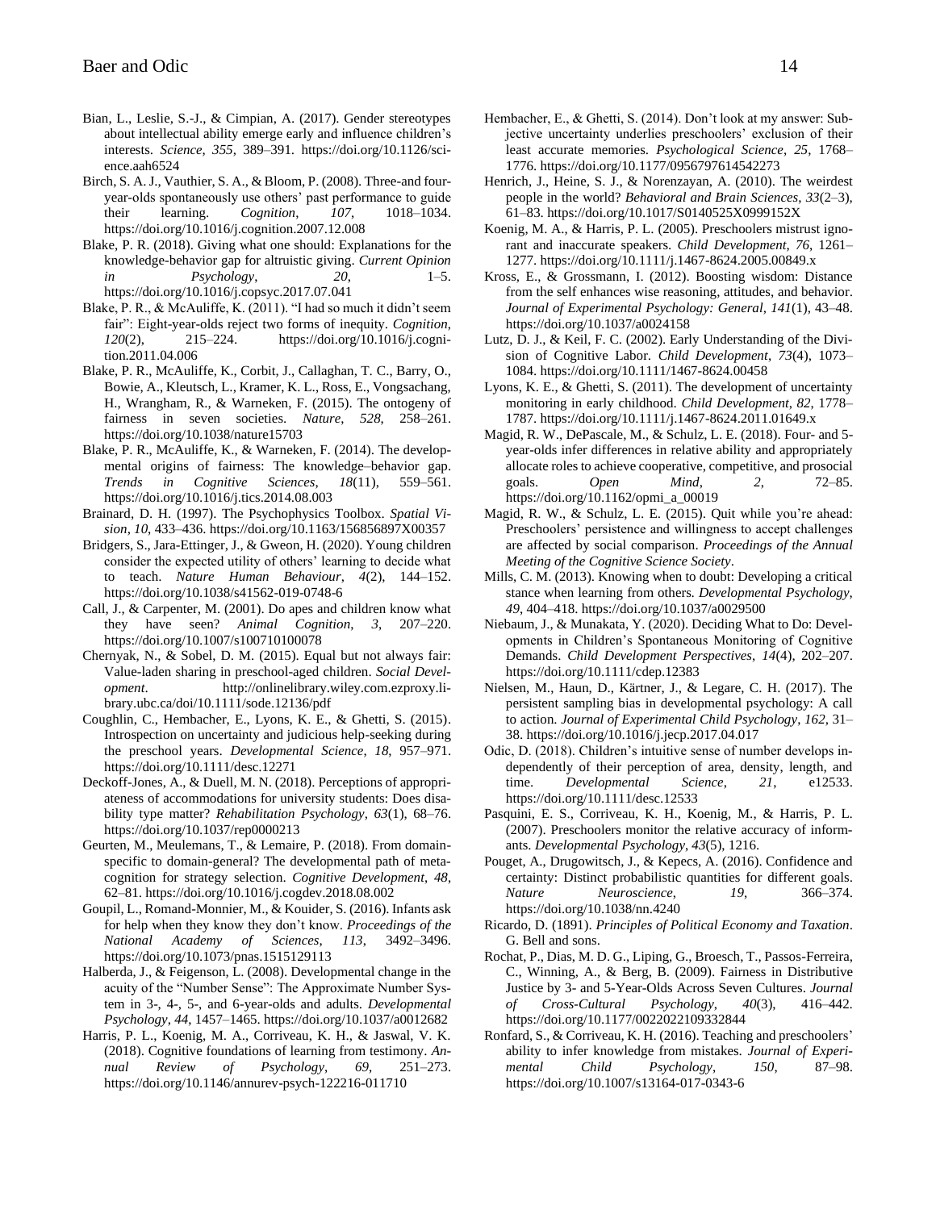Bian, L., Leslie, S.-J., & Cimpian, A. (2017). Gender stereotypes about intellectual ability emerge early and influence children's interests. *Science*, *355*, 389–391. https://doi.org/10.1126/science.aah6524

Birch, S. A. J., Vauthier, S. A., & Bloom, P. (2008). Three-and four-year-olds spontaneously use others' past performance to guide their learning. *Cognition*, *107*, 1018–1034. https://doi.org/10.1016/j.cognition.2007.12.008

Blake, P. R. (2018). Giving what one should: Explanations for the knowledge-behavior gap for altruistic giving. *Current Opinion in Psychology*, *20*, 1–5. https://doi.org/10.1016/j.copsyc.2017.07.041

Blake, P. R., & McAuliffe, K. (2011). "I had so much it didn't seem fair": Eight-year-olds reject two forms of inequity. *Cognition*, *120*(2), 215–224. https://doi.org/10.1016/j.cognition.2011.04.006

Blake, P. R., McAuliffe, K., Corbit, J., Callaghan, T. C., Barry, O., Bowie, A., Kleutsch, L., Kramer, K. L., Ross, E., Vongsachang, H., Wrangham, R., & Warneken, F. (2015). The ontogeny of fairness in seven societies. *Nature*, *528*, 258–261. https://doi.org/10.1038/nature15703

Blake, P. R., McAuliffe, K., & Warneken, F. (2014). The developmental origins of fairness: The knowledge–behavior gap. *Trends in Cognitive Sciences*, *18*(11), 559–561. https://doi.org/10.1016/j.tics.2014.08.003

Brainard, D. H. (1997). The Psychophysics Toolbox. *Spatial Vision*, *10*, 433–436. https://doi.org/10.1163/156856897X00357

Bridgers, S., Jara-Ettinger, J., & Gweon, H. (2020). Young children consider the expected utility of others' learning to decide what to teach. *Nature Human Behaviour*, *4*(2), 144–152. https://doi.org/10.1038/s41562-019-0748-6

Call, J., & Carpenter, M. (2001). Do apes and children know what they have seen? *Animal Cognition*, *3*, 207–220. https://doi.org/10.1007/s100710100078

Chernyak, N., & Sobel, D. M. (2015). Equal but not always fair: Value-laden sharing in preschool-aged children. *Social Development*. http://onlinelibrary.wiley.com.ezproxy.library.ubc.ca/doi/10.1111/sode.12136/pdf

Coughlin, C., Hembacher, E., Lyons, K. E., & Ghetti, S. (2015). Introspection on uncertainty and judicious help-seeking during the preschool years. *Developmental Science*, *18*, 957–971. https://doi.org/10.1111/desc.12271

Deckoff-Jones, A., & Duell, M. N. (2018). Perceptions of appropriateness of accommodations for university students: Does disability type matter? *Rehabilitation Psychology*, *63*(1), 68–76. https://doi.org/10.1037/rep0000213

Geurten, M., Meulemans, T., & Lemaire, P. (2018). From domain-specific to domain-general? The developmental path of metacognition for strategy selection. *Cognitive Development*, *48*, 62–81. https://doi.org/10.1016/j.cogdev.2018.08.002

Goupil, L., Romand-Monnier, M., & Kouider, S. (2016). Infants ask for help when they know they don't know. *Proceedings of the National Academy of Sciences*, *113*, 3492–3496. https://doi.org/10.1073/pnas.1515129113

Halberda, J., & Feigenson, L. (2008). Developmental change in the acuity of the "Number Sense": The Approximate Number System in 3-, 4-, 5-, and 6-year-olds and adults. *Developmental Psychology*, *44*, 1457–1465. https://doi.org/10.1037/a0012682

Harris, P. L., Koenig, M. A., Corriveau, K. H., & Jaswal, V. K. (2018). Cognitive foundations of learning from testimony. *Annual Review of Psychology*, *69*, 251–273. https://doi.org/10.1146/annurev-psych-122216-011710

Hembacher, E., & Ghetti, S. (2014). Don't look at my answer: Subjective uncertainty underlies preschoolers' exclusion of their least accurate memories. *Psychological Science*, *25*, 1768–1776. https://doi.org/10.1177/0956797614542273

Henrich, J., Heine, S. J., & Norenzayan, A. (2010). The weirdest people in the world? *Behavioral and Brain Sciences*, *33*(2–3), 61–83. https://doi.org/10.1017/S0140525X0999152X

Koenig, M. A., & Harris, P. L. (2005). Preschoolers mistrust ignorant and inaccurate speakers. *Child Development*, *76*, 1261–1277. https://doi.org/10.1111/j.1467-8624.2005.00849.x

Kross, E., & Grossmann, I. (2012). Boosting wisdom: Distance from the self enhances wise reasoning, attitudes, and behavior. *Journal of Experimental Psychology: General*, *141*(1), 43–48. https://doi.org/10.1037/a0024158

Lutz, D. J., & Keil, F. C. (2002). Early Understanding of the Division of Cognitive Labor. *Child Development*, *73*(4), 1073–1084. https://doi.org/10.1111/1467-8624.00458

Lyons, K. E., & Ghetti, S. (2011). The development of uncertainty monitoring in early childhood. *Child Development*, *82*, 1778–1787. https://doi.org/10.1111/j.1467-8624.2011.01649.x

Magid, R. W., DePascale, M., & Schulz, L. E. (2018). Four- and 5-year-olds infer differences in relative ability and appropriately allocate roles to achieve cooperative, competitive, and prosocial goals. *Open Mind*, *2*, 72–85. https://doi.org/10.1162/opmi_a_00019

Magid, R. W., & Schulz, L. E. (2015). Quit while you're ahead: Preschoolers' persistence and willingness to accept challenges are affected by social comparison. *Proceedings of the Annual Meeting of the Cognitive Science Society*.

Mills, C. M. (2013). Knowing when to doubt: Developing a critical stance when learning from others. *Developmental Psychology*, *49*, 404–418. https://doi.org/10.1037/a0029500

Niebaum, J., & Munakata, Y. (2020). Deciding What to Do: Developments in Children's Spontaneous Monitoring of Cognitive Demands. *Child Development Perspectives*, *14*(4), 202–207. https://doi.org/10.1111/cdep.12383

Nielsen, M., Haun, D., Kärtner, J., & Legare, C. H. (2017). The persistent sampling bias in developmental psychology: A call to action. *Journal of Experimental Child Psychology*, *162*, 31–38. https://doi.org/10.1016/j.jecp.2017.04.017

Odic, D. (2018). Children's intuitive sense of number develops independently of their perception of area, density, length, and time. *Developmental Science*, *21*, e12533. https://doi.org/10.1111/desc.12533

Pasquini, E. S., Corriveau, K. H., Koenig, M., & Harris, P. L. (2007). Preschoolers monitor the relative accuracy of informants. *Developmental Psychology*, *43*(5), 1216.

Pouget, A., Drugowitsch, J., & Kepecs, A. (2016). Confidence and certainty: Distinct probabilistic quantities for different goals. *Nature Neuroscience*, *19*, 366–374. https://doi.org/10.1038/nn.4240

Ricardo, D. (1891). *Principles of Political Economy and Taxation*. G. Bell and sons.

Rochat, P., Dias, M. D. G., Liping, G., Broesch, T., Passos-Ferreira, C., Winning, A., & Berg, B. (2009). Fairness in Distributive Justice by 3- and 5-Year-Olds Across Seven Cultures. *Journal of Cross-Cultural Psychology*, *40*(3), 416–442. https://doi.org/10.1177/0022022109332844

Ronfard, S., & Corriveau, K. H. (2016). Teaching and preschoolers' ability to infer knowledge from mistakes. *Journal of Experimental Child Psychology*, *150*, 87–98. https://doi.org/10.1007/s13164-017-0343-6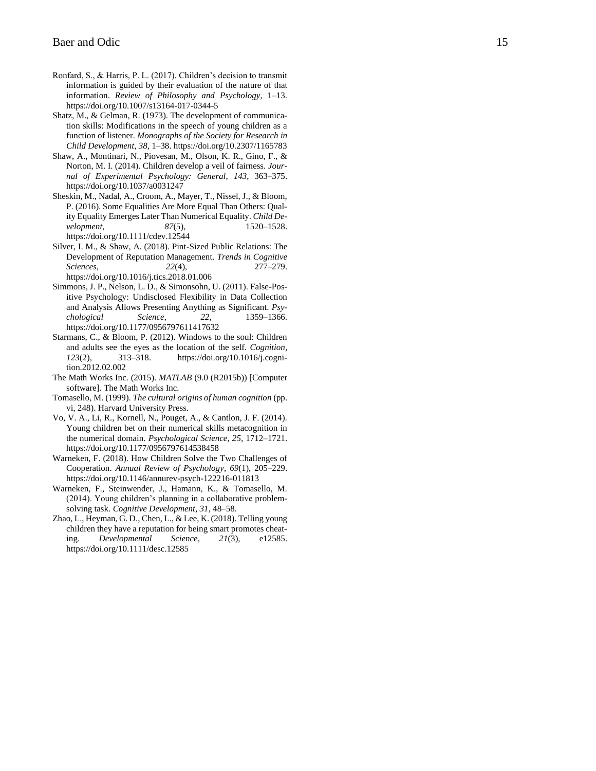Ronfard, S., & Harris, P. L. (2017). Children's decision to transmit information is guided by their evaluation of the nature of that information. *Review of Philosophy and Psychology*, 1–13. https://doi.org/10.1007/s13164-017-0344-5

Shatz, M., & Gelman, R. (1973). The development of communication skills: Modifications in the speech of young children as a function of listener. *Monographs of the Society for Research in Child Development*, *38*, 1–38. https://doi.org/10.2307/1165783

Shaw, A., Montinari, N., Piovesan, M., Olson, K. R., Gino, F., & Norton, M. I. (2014). Children develop a veil of fairness. *Journal of Experimental Psychology: General*, *143*, 363–375. https://doi.org/10.1037/a0031247

Sheskin, M., Nadal, A., Croom, A., Mayer, T., Nissel, J., & Bloom, P. (2016). Some Equalities Are More Equal Than Others: Quality Equality Emerges Later Than Numerical Equality. *Child Development*, *87*(5), 1520–1528. https://doi.org/10.1111/cdev.12544

Silver, I. M., & Shaw, A. (2018). Pint-Sized Public Relations: The Development of Reputation Management. *Trends in Cognitive Sciences*, *22*(4), 277–279. https://doi.org/10.1016/j.tics.2018.01.006

Simmons, J. P., Nelson, L. D., & Simonsohn, U. (2011). False-Positive Psychology: Undisclosed Flexibility in Data Collection and Analysis Allows Presenting Anything as Significant. *Psychological Science*, *22*, 1359–1366. https://doi.org/10.1177/0956797611417632

Starmans, C., & Bloom, P. (2012). Windows to the soul: Children and adults see the eyes as the location of the self. *Cognition*, *123*(2), 313–318. https://doi.org/10.1016/j.cognition.2012.02.002

The Math Works Inc. (2015). *MATLAB* (9.0 (R2015b)) [Computer software]. The Math Works Inc.

Tomasello, M. (1999). *The cultural origins of human cognition* (pp. vi, 248). Harvard University Press.

Vo, V. A., Li, R., Kornell, N., Pouget, A., & Cantlon, J. F. (2014). Young children bet on their numerical skills metacognition in the numerical domain. *Psychological Science*, *25*, 1712–1721. https://doi.org/10.1177/0956797614538458

Warneken, F. (2018). How Children Solve the Two Challenges of Cooperation. *Annual Review of Psychology*, *69*(1), 205–229. https://doi.org/10.1146/annurev-psych-122216-011813

Warneken, F., Steinwender, J., Hamann, K., & Tomasello, M. (2014). Young children's planning in a collaborative problem-solving task. *Cognitive Development*, *31*, 48–58.

Zhao, L., Heyman, G. D., Chen, L., & Lee, K. (2018). Telling young children they have a reputation for being smart promotes cheating. *Developmental Science*, *21*(3), e12585. https://doi.org/10.1111/desc.12585